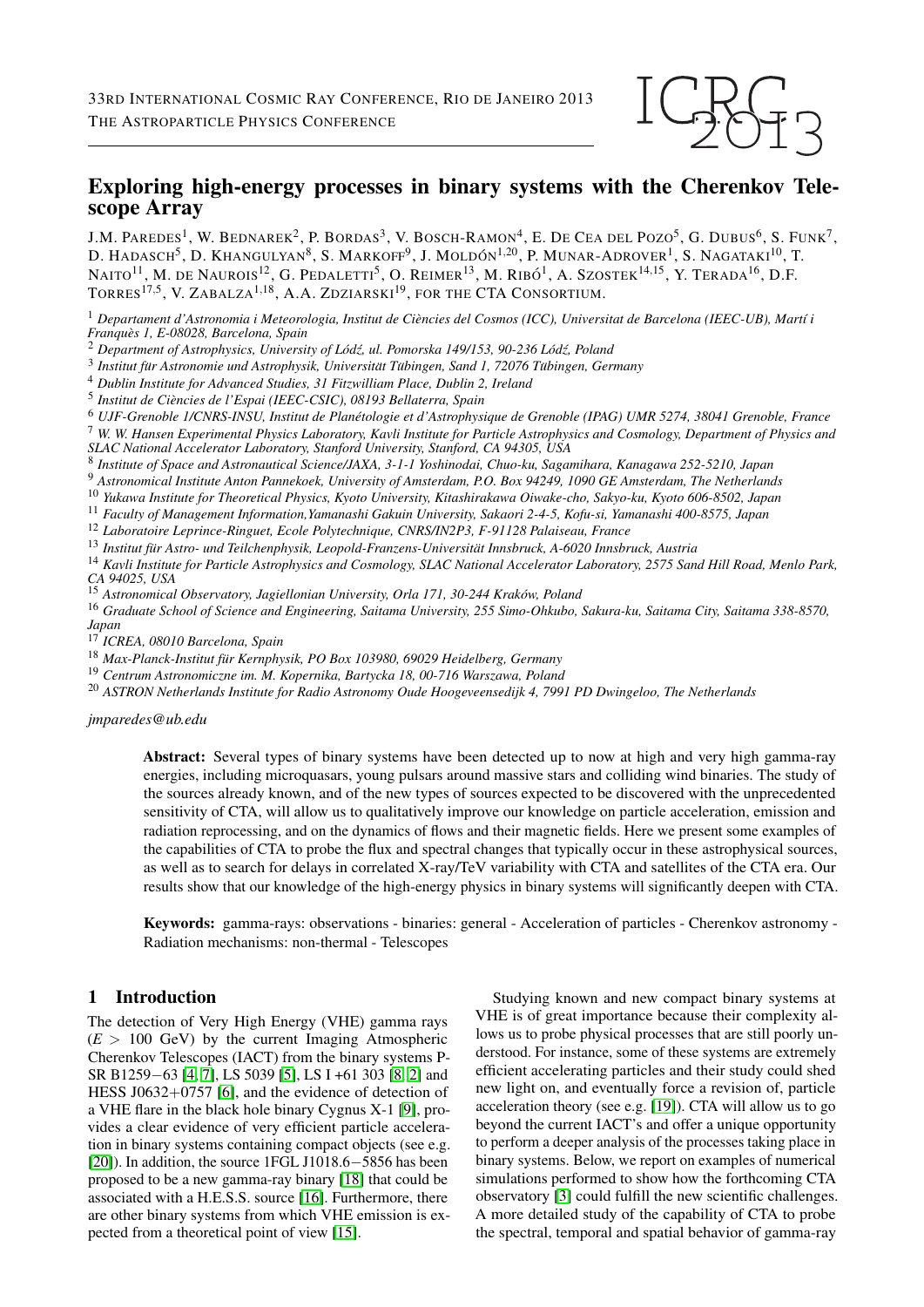33RD INTERNATIONAL COSMIC RAY CONFERENCE, RIO DE JANEIRO 2013
THE ASTROPARTICLE PHYSICS CONFERENCE

# Exploring high-energy processes in binary systems with the Cherenkov Telescope Array

J.M. PAREDES[1], W. BEDNAREK[2], P. BORDAS[3], V. BOSCH-RAMON[4], E. DE CEA DEL POZO[5], G. DUBUS[6], S. FUNK[7], D. HADASCH[5], D. KHANGULYAN[8], S. MARKOFF[9], J. MOLDÓN[1,20], P. MUNAR-ADROVER[1], S. NAGATAKI[10], T. NAITO[11], M. DE NAUROIS[12], G. PEDALETTI[5], O. REIMER[13], M. RIBÓ[1], A. SZOSTEK[14,15], Y. TERADA[16], D.F. TORRES[17,5], V. ZABALZA[1,18], A.A. ZDZIARSKI[19], FOR THE CTA CONSORTIUM.

[1] *Departament d'Astronomia i Meteorologia, Institut de Ciències del Cosmos (ICC), Universitat de Barcelona (IEEC-UB), Martí i Franquès 1, E-08028, Barcelona, Spain*
[2] *Department of Astrophysics, University of Łódź, ul. Pomorska 149/153, 90-236 Łódź, Poland*
[3] *Institut für Astronomie und Astrophysik, Universität Tübingen, Sand 1, 72076 Tübingen, Germany*
[4] *Dublin Institute for Advanced Studies, 31 Fitzwilliam Place, Dublin 2, Ireland*
[5] *Institut de Ciències de l'Espai (IEEC-CSIC), 08193 Bellaterra, Spain*
[6] *UJF-Grenoble 1/CNRS-INSU, Institut de Planétologie et d'Astrophysique de Grenoble (IPAG) UMR 5274, 38041 Grenoble, France*
[7] *W. W. Hansen Experimental Physics Laboratory, Kavli Institute for Particle Astrophysics and Cosmology, Department of Physics and SLAC National Accelerator Laboratory, Stanford University, Stanford, CA 94305, USA*
[8] *Institute of Space and Astronautical Science/JAXA, 3-1-1 Yoshinodai, Chuo-ku, Sagamihara, Kanagawa 252-5210, Japan*
[9] *Astronomical Institute Anton Pannekoek, University of Amsterdam, P.O. Box 94249, 1090 GE Amsterdam, The Netherlands*
[10] *Yukawa Institute for Theoretical Physics, Kyoto University, Kitashirakawa Oiwake-cho, Sakyo-ku, Kyoto 606-8502, Japan*
[11] *Faculty of Management Information,Yamanashi Gakuin University, Sakaori 2-4-5, Kofu-si, Yamanashi 400-8575, Japan*
[12] *Laboratoire Leprince-Ringuet, Ecole Polytechnique, CNRS/IN2P3, F-91128 Palaiseau, France*
[13] *Institut für Astro- und Teilchenphysik, Leopold-Franzens-Universität Innsbruck, A-6020 Innsbruck, Austria*
[14] *Kavli Institute for Particle Astrophysics and Cosmology, SLAC National Accelerator Laboratory, 2575 Sand Hill Road, Menlo Park, CA 94025, USA*
[15] *Astronomical Observatory, Jagiellonian University, Orla 171, 30-244 Kraków, Poland*
[16] *Graduate School of Science and Engineering, Saitama University, 255 Simo-Ohkubo, Sakura-ku, Saitama City, Saitama 338-8570, Japan*
[17] *ICREA, 08010 Barcelona, Spain*
[18] *Max-Planck-Institut für Kernphysik, PO Box 103980, 69029 Heidelberg, Germany*
[19] *Centrum Astronomiczne im. M. Kopernika, Bartycka 18, 00-716 Warszawa, Poland*
[20] *ASTRON Netherlands Institute for Radio Astronomy Oude Hoogeveensedijk 4, 7991 PD Dwingeloo, The Netherlands*

*jmparedes@ub.edu*

**Abstract:** Several types of binary systems have been detected up to now at high and very high gamma-ray energies, including microquasars, young pulsars around massive stars and colliding wind binaries. The study of the sources already known, and of the new types of sources expected to be discovered with the unprecedented sensitivity of CTA, will allow us to qualitatively improve our knowledge on particle acceleration, emission and radiation reprocessing, and on the dynamics of flows and their magnetic fields. Here we present some examples of the capabilities of CTA to probe the flux and spectral changes that typically occur in these astrophysical sources, as well as to search for delays in correlated X-ray/TeV variability with CTA and satellites of the CTA era. Our results show that our knowledge of the high-energy physics in binary systems will significantly deepen with CTA.

**Keywords:** gamma-rays: observations - binaries: general - Acceleration of particles - Cherenkov astronomy - Radiation mechanisms: non-thermal - Telescopes

## 1 Introduction

The detection of Very High Energy (VHE) gamma rays ($E > 100$ GeV) by the current Imaging Atmospheric Cherenkov Telescopes (IACT) from the binary systems PSR B1259−63 [4, 7], LS 5039 [5], LS I +61 303 [8, 2] and HESS J0632+0757 [6], and the evidence of detection of a VHE flare in the black hole binary Cygnus X-1 [9], provides a clear evidence of very efficient particle acceleration in binary systems containing compact objects (see e.g. [20]). In addition, the source 1FGL J1018.6−5856 has been proposed to be a new gamma-ray binary [18] that could be associated with a H.E.S.S. source [16]. Furthermore, there are other binary systems from which VHE emission is expected from a theoretical point of view [15].

Studying known and new compact binary systems at VHE is of great importance because their complexity allows us to probe physical processes that are still poorly understood. For instance, some of these systems are extremely efficient accelerating particles and their study could shed new light on, and eventually force a revision of, particle acceleration theory (see e.g. [19]). CTA will allow us to go beyond the current IACT's and offer a unique opportunity to perform a deeper analysis of the processes taking place in binary systems. Below, we report on examples of numerical simulations performed to show how the forthcoming CTA observatory [3] could fulfill the new scientific challenges. A more detailed study of the capability of CTA to probe the spectral, temporal and spatial behavior of gamma-ray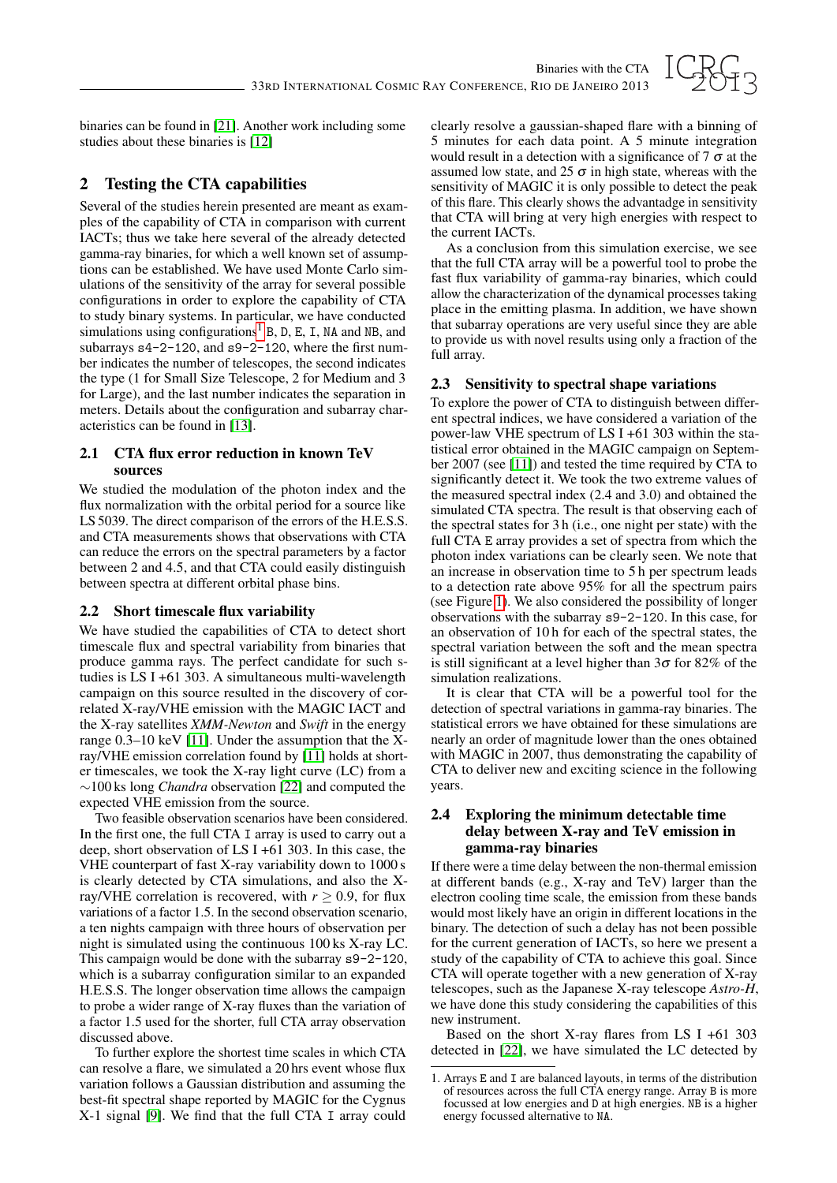binaries can be found in [21]. Another work including some studies about these binaries is [12]

## 2 Testing the CTA capabilities

Several of the studies herein presented are meant as examples of the capability of CTA in comparison with current IACTs; thus we take here several of the already detected gamma-ray binaries, for which a well known set of assumptions can be established. We have used Monte Carlo simulations of the sensitivity of the array for several possible configurations in order to explore the capability of CTA to study binary systems. In particular, we have conducted simulations using configurations[1] B, D, E, I, NA and NB, and subarrays s4-2-120, and s9-2-120, where the first number indicates the number of telescopes, the second indicates the type (1 for Small Size Telescope, 2 for Medium and 3 for Large), and the last number indicates the separation in meters. Details about the configuration and subarray characteristics can be found in [13].

### 2.1 CTA flux error reduction in known TeV sources

We studied the modulation of the photon index and the flux normalization with the orbital period for a source like LS 5039. The direct comparison of the errors of the H.E.S.S. and CTA measurements shows that observations with CTA can reduce the errors on the spectral parameters by a factor between 2 and 4.5, and that CTA could easily distinguish between spectra at different orbital phase bins.

### 2.2 Short timescale flux variability

We have studied the capabilities of CTA to detect short timescale flux and spectral variability from binaries that produce gamma rays. The perfect candidate for such studies is LS I +61 303. A simultaneous multi-wavelength campaign on this source resulted in the discovery of correlated X-ray/VHE emission with the MAGIC IACT and the X-ray satellites *XMM-Newton* and *Swift* in the energy range 0.3–10 keV [11]. Under the assumption that the X-ray/VHE emission correlation found by [11] holds at shorter timescales, we took the X-ray light curve (LC) from a $\sim$100 ks long *Chandra* observation [22] and computed the expected VHE emission from the source.

Two feasible observation scenarios have been considered. In the first one, the full CTA I array is used to carry out a deep, short observation of LS I +61 303. In this case, the VHE counterpart of fast X-ray variability down to 1000 s is clearly detected by CTA simulations, and also the X-ray/VHE correlation is recovered, with $r \geq 0.9$, for flux variations of a factor 1.5. In the second observation scenario, a ten nights campaign with three hours of observation per night is simulated using the continuous 100 ks X-ray LC. This campaign would be done with the subarray s9-2-120, which is a subarray configuration similar to an expanded H.E.S.S. The longer observation time allows the campaign to probe a wider range of X-ray fluxes than the variation of a factor 1.5 used for the shorter, full CTA array observation discussed above.

To further explore the shortest time scales in which CTA can resolve a flare, we simulated a 20 hrs event whose flux variation follows a Gaussian distribution and assuming the best-fit spectral shape reported by MAGIC for the Cygnus X-1 signal [9]. We find that the full CTA I array could clearly resolve a gaussian-shaped flare with a binning of 5 minutes for each data point. A 5 minute integration would result in a detection with a significance of 7 $\sigma$ at the assumed low state, and 25 $\sigma$ in high state, whereas with the sensitivity of MAGIC it is only possible to detect the peak of this flare. This clearly shows the advantadge in sensitivity that CTA will bring at very high energies with respect to the current IACTs.

As a conclusion from this simulation exercise, we see that the full CTA array will be a powerful tool to probe the fast flux variability of gamma-ray binaries, which could allow the characterization of the dynamical processes taking place in the emitting plasma. In addition, we have shown that subarray operations are very useful since they are able to provide us with novel results using only a fraction of the full array.

### 2.3 Sensitivity to spectral shape variations

To explore the power of CTA to distinguish between different spectral indices, we have considered a variation of the power-law VHE spectrum of LS I +61 303 within the statistical error obtained in the MAGIC campaign on September 2007 (see [11]) and tested the time required by CTA to significantly detect it. We took the two extreme values of the measured spectral index (2.4 and 3.0) and obtained the simulated CTA spectra. The result is that observing each of the spectral states for 3 h (i.e., one night per state) with the full CTA E array provides a set of spectra from which the photon index variations can be clearly seen. We note that an increase in observation time to 5 h per spectrum leads to a detection rate above 95% for all the spectrum pairs (see Figure 1). We also considered the possibility of longer observations with the subarray s9-2-120. In this case, for an observation of 10 h for each of the spectral states, the spectral variation between the soft and the mean spectra is still significant at a level higher than $3\sigma$ for 82% of the simulation realizations.

It is clear that CTA will be a powerful tool for the detection of spectral variations in gamma-ray binaries. The statistical errors we have obtained for these simulations are nearly an order of magnitude lower than the ones obtained with MAGIC in 2007, thus demonstrating the capability of CTA to deliver new and exciting science in the following years.

### 2.4 Exploring the minimum detectable time delay between X-ray and TeV emission in gamma-ray binaries

If there were a time delay between the non-thermal emission at different bands (e.g., X-ray and TeV) larger than the electron cooling time scale, the emission from these bands would most likely have an origin in different locations in the binary. The detection of such a delay has not been possible for the current generation of IACTs, so here we present a study of the capability of CTA to achieve this goal. Since CTA will operate together with a new generation of X-ray telescopes, such as the Japanese X-ray telescope *Astro-H*, we have done this study considering the capabilities of this new instrument.

Based on the short X-ray flares from LS I +61 303 detected in [22], we have simulated the LC detected by

1. Arrays E and I are balanced layouts, in terms of the distribution of resources across the full CTA energy range. Array B is more focussed at low energies and D at high energies. NB is a higher energy focussed alternative to NA.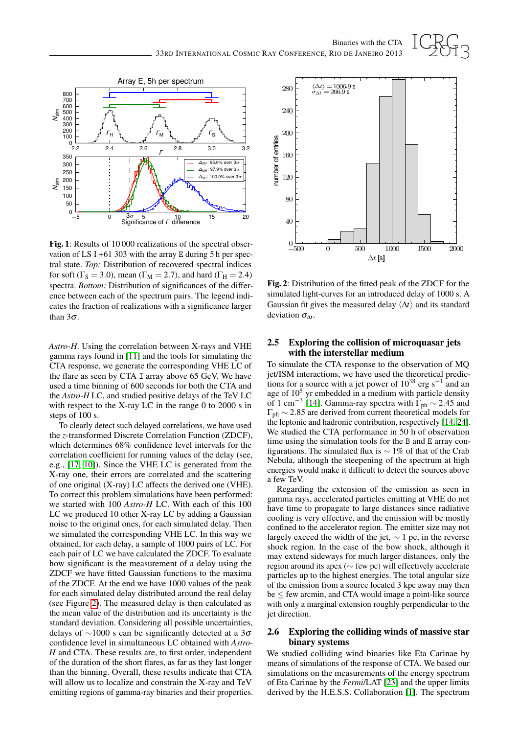**Fig. 1**: Results of 10 000 realizations of the spectral observation of LS I +61 303 with the array E during 5 h per spectral state. *Top:* Distribution of recovered spectral indices for soft ($\Gamma_S = 3.0$), mean ($\Gamma_M = 2.7$), and hard ($\Gamma_H = 2.4$) spectra. *Bottom:* Distribution of significances of the difference between each of the spectrum pairs. The legend indicates the fraction of realizations with a significance larger than $3\sigma$.

*Astro-H*. Using the correlation between X-rays and VHE gamma rays found in [11] and the tools for simulating the CTA response, we generate the corresponding VHE LC of the flare as seen by CTA I array above 65 GeV. We have used a time binning of 600 seconds for both the CTA and the *Astro-H* LC, and studied positive delays of the TeV LC with respect to the X-ray LC in the range 0 to 2000 s in steps of 100 s.

To clearly detect such delayed correlations, we have used the *z*-transformed Discrete Correlation Function (ZDCF), which determines 68% confidence level intervals for the correlation coefficient for running values of the delay (see, e.g., [17, 10]). Since the VHE LC is generated from the X-ray one, their errors are correlated and the scattering of one original (X-ray) LC affects the derived one (VHE). To correct this problem simulations have been performed: we started with 100 *Astro-H* LC. With each of this 100 LC we produced 10 other X-ray LC by adding a Gaussian noise to the original ones, for each simulated delay. Then we simulated the corresponding VHE LC. In this way we obtained, for each delay, a sample of 1000 pairs of LC. For each pair of LC we have calculated the ZDCF. To evaluate how significant is the measurement of a delay using the ZDCF we have fitted Gaussian functions to the maxima of the ZDCF. At the end we have 1000 values of the peak for each simulated delay distributed around the real delay (see Figure 2). The measured delay is then calculated as the mean value of the distribution and its uncertainty is the standard deviation. Considering all possible uncertainties, delays of $\sim$1000 s can be significantly detected at a $3\sigma$ confidence level in simultaneous LC obtained with *Astro-H* and CTA. These results are, to first order, independent of the duration of the short flares, as far as they last longer than the binning. Overall, these results indicate that CTA will allow us to localize and constrain the X-ray and TeV emitting regions of gamma-ray binaries and their properties.

**Fig. 2**: Distribution of the fitted peak of the ZDCF for the simulated light-curves for an introduced delay of 1000 s. A Gaussian fit gives the measured delay $\langle \Delta t \rangle$ and its standard deviation $\sigma_{\Delta t}$.

### 2.5 Exploring the collision of microquasar jets with the interstellar medium

To simulate the CTA response to the observation of MQ jet/ISM interactions, we have used the theoretical predictions for a source with a jet power of $10^{38}$ erg s$^{-1}$ and an age of $10^5$ yr embedded in a medium with particle density of 1 cm$^{-3}$ [14]. Gamma-ray spectra with $\Gamma_{ph} \sim 2.45$ and $\Gamma_{ph} \sim 2.85$ are derived from current theoretical models for the leptonic and hadronic contribution, respectively [14, 24]. We studied the CTA performance in 50 h of observation time using the simulation tools for the B and E array configurations. The simulated flux is $\sim$ 1% of that of the Crab Nebula, although the steepening of the spectrum at high energies would make it difficult to detect the sources above a few TeV.

Regarding the extension of the emission as seen in gamma rays, accelerated particles emitting at VHE do not have time to propagate to large distances since radiative cooling is very effective, and the emission will be mostly confined to the accelerator region. The emitter size may not largely exceed the width of the jet, $\sim$ 1 pc, in the reverse shock region. In the case of the bow shock, although it may extend sideways for much larger distances, only the region around its apex ($\sim$ few pc) will effectively accelerate particles up to the highest energies. The total angular size of the emission from a source located 3 kpc away may then be $\leq$ few arcmin, and CTA would image a point-like source with only a marginal extension roughly perpendicular to the jet direction.

### 2.6 Exploring the colliding winds of massive star binary systems

We studied colliding wind binaries like Eta Carinae by means of simulations of the response of CTA. We based our simulations on the measurements of the energy spectrum of Eta Carinae by the *Fermi*/LAT [23] and the upper limits derived by the H.E.S.S. Collaboration [1]. The spectrum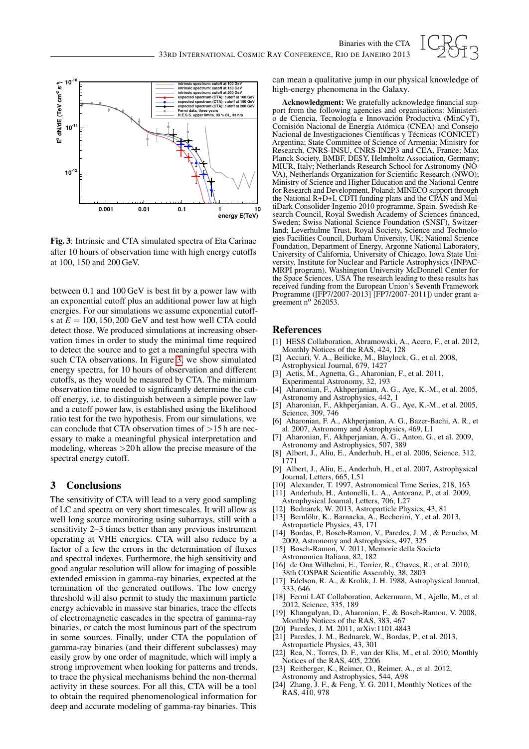10^-10

10^-11

10^-12

E^2 dN/dE (TeV cm^2 s^1)

0.001

0.01

0.1

1

10

energy E(TeV)

intrinsic spectrum: cutoff at 100 GeV
intrinsic spectrum: cutoff at 150 GeV
intrinsic spectrum: cutoff at 200 GeV
expected spectrum (CTA): cutoff at 100 GeV
expected spectrum (CTA): cutoff at 150 GeV
expected spectrum (CTA): cutoff at 200 GeV
Fermi data, three years
H.E.S.S. upper limits, 99 % CL, 33 hrs

**Fig. 3**: Intrinsic and CTA simulated spectra of Eta Carinae after 10 hours of observation time with high energy cutoffs at 100, 150 and 200 GeV.

between 0.1 and 100 GeV is best fit by a power law with an exponential cutoff plus an additional power law at high energies. For our simulations we assume exponential cutoffs at $E = 100, 150, 200$ GeV and test how well CTA could detect those. We produced simulations at increasing observation times in order to study the minimal time required to detect the source and to get a meaningful spectra with such CTA observations. In Figure 3, we show simulated energy spectra, for 10 hours of observation and different cutoffs, as they would be measured by CTA. The minimum observation time needed to significantly determine the cutoff energy, i.e. to distinguish between a simple power law and a cutoff power law, is established using the likelihood ratio test for the two hypothesis. From our simulations, we can conclude that CTA observation times of $>$15 h are necessary to make a meaningful physical interpretation and modeling, whereas $>$20 h allow the precise measure of the spectral energy cutoff.

## 3 Conclusions

The sensitivity of CTA will lead to a very good sampling of LC and spectra on very short timescales. It will allow as well long source monitoring using subarrays, still with a sensitivity 2–3 times better than any previous instrument operating at VHE energies. CTA will also reduce by a factor of a few the errors in the determination of fluxes and spectral indexes. Furthermore, the high sensitivity and good angular resolution will allow for imaging of possible extended emission in gamma-ray binaries, expected at the termination of the generated outflows. The low energy threshold will also permit to study the maximum particle energy achievable in massive star binaries, trace the effects of electromagnetic cascades in the spectra of gamma-ray binaries, or catch the most luminous part of the spectrum in some sources. Finally, under CTA the population of gamma-ray binaries (and their different subclasses) may easily grow by one order of magnitude, which will imply a strong improvement when looking for patterns and trends, to trace the physical mechanisms behind the non-thermal activity in these sources. For all this, CTA will be a tool to obtain the required phenomenological information for deep and accurate modeling of gamma-ray binaries. This can mean a qualitative jump in our physical knowledge of high-energy phenomena in the Galaxy.

**Acknowledgment:** We gratefully acknowledge financial support from the following agencies and organisations: Ministerio de Ciencia, Tecnología e Innovación Productiva (MinCyT), Comisión Nacional de Energía Atómica (CNEA) and Consejo Nacional de Investigaciones Científicas y Técnicas (CONICET) Argentina; State Committee of Science of Armenia; Ministry for Research, CNRS-INSU, CNRS-IN2P3 and CEA, France; Max Planck Society, BMBF, DESY, Helmholtz Association, Germany; MIUR, Italy; Netherlands Research School for Astronomy (NOVA), Netherlands Organization for Scientific Research (NWO); Ministry of Science and Higher Education and the National Centre for Research and Development, Poland; MINECO support through the National R+D+I, CDTI funding plans and the CPAN and MultiDark Consolider-Ingenio 2010 programme, Spain. Swedish Research Council, Royal Swedish Academy of Sciences financed, Sweden; Swiss National Science Foundation (SNSF), Switzerland; Leverhulme Trust, Royal Society, Science and Technologies Facilities Council, Durham University, UK; National Science Foundation, Department of Energy, Argonne National Laboratory, University of California, University of Chicago, Iowa State University, Institute for Nuclear and Particle Astrophysics (INPAC-MRPI program), Washington University McDonnell Center for the Space Sciences, USA The research leading to these results has received funding from the European Union's Seventh Framework Programme ([FP7/2007-2013] [FP7/2007-2011]) under grant agreement nº 262053.

## References

[1] HESS Collaboration, Abramowski, A., Acero, F., et al. 2012, Monthly Notices of the RAS, 424, 128
[2] Acciari, V. A., Beilicke, M., Blaylock, G., et al. 2008, Astrophysical Journal, 679, 1427
[3] Actis, M., Agnetta, G., Aharonian, F., et al. 2011, Experimental Astronomy, 32, 193
[4] Aharonian, F., Akhperjanian, A. G., Aye, K.-M., et al. 2005, Astronomy and Astrophysics, 442, 1
[5] Aharonian, F., Akhperjanian, A. G., Aye, K.-M., et al. 2005, Science, 309, 746
[6] Aharonian, F. A., Akhperjanian, A. G., Bazer-Bachi, A. R., et al. 2007, Astronomy and Astrophysics, 469, L1
[7] Aharonian, F., Akhperjanian, A. G., Anton, G., et al. 2009, Astronomy and Astrophysics, 507, 389
[8] Albert, J., Aliu, E., Anderhub, H., et al. 2006, Science, 312, 1771
[9] Albert, J., Aliu, E., Anderhub, H., et al. 2007, Astrophysical Journal, Letters, 665, L51
[10] Alexander, T. 1997, Astronomical Time Series, 218, 163
[11] Anderhub, H., Antonelli, L. A., Antoranz, P., et al. 2009, Astrophysical Journal, Letters, 706, L27
[12] Bednarek, W. 2013, Astroparticle Physics, 43, 81
[13] Bernlöhr, K., Barnacka, A., Becherini, Y., et al. 2013, Astroparticle Physics, 43, 171
[14] Bordas, P., Bosch-Ramon, V., Paredes, J. M., & Perucho, M. 2009, Astronomy and Astrophysics, 497, 325
[15] Bosch-Ramon, V. 2011, Memorie della Societa Astronomica Italiana, 82, 182
[16] de Ona Wilhelmi, E., Terrier, R., Chaves, R., et al. 2010, 38th COSPAR Scientific Assembly, 38, 2803
[17] Edelson, R. A., & Krolik, J. H. 1988, Astrophysical Journal, 333, 646
[18] Fermi LAT Collaboration, Ackermann, M., Ajello, M., et al. 2012, Science, 335, 189
[19] Khangulyan, D., Aharonian, F., & Bosch-Ramon, V. 2008, Monthly Notices of the RAS, 383, 467
[20] Paredes, J. M. 2011, arXiv:1101.4843
[21] Paredes, J. M., Bednarek, W., Bordas, P., et al. 2013, Astroparticle Physics, 43, 301
[22] Rea, N., Torres, D. F., van der Klis, M., et al. 2010, Monthly Notices of the RAS, 405, 2206
[23] Reitberger, K., Reimer, O., Reimer, A., et al. 2012, Astronomy and Astrophysics, 544, A98
[24] Zhang, J. F., & Feng, Y. G. 2011, Monthly Notices of the RAS, 410, 978